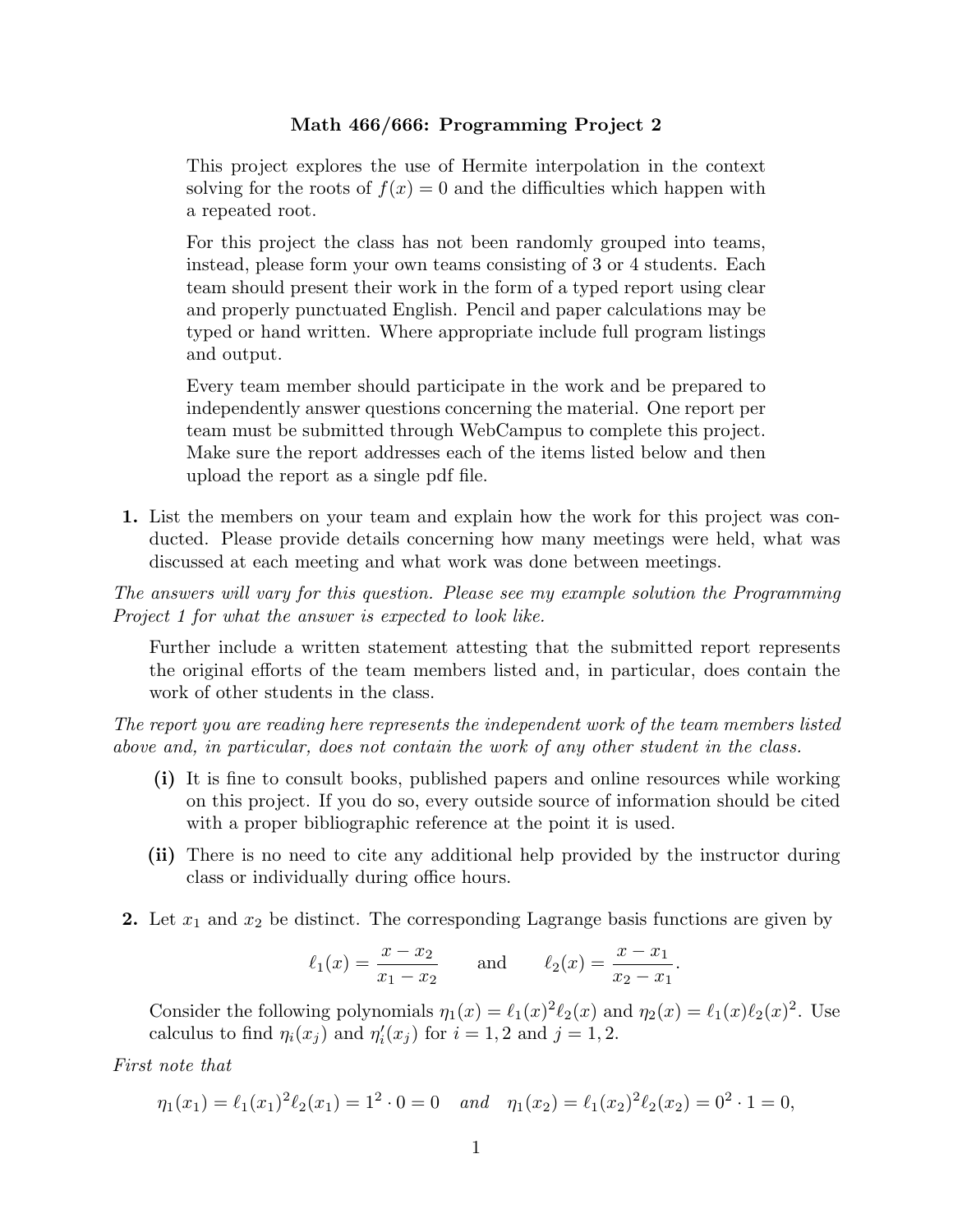**Math 466/666: Programming Project 2**

This project explores the use of Hermite interpolation in the context solving for the roots of $f(x) = 0$ and the difficulties which happen with a repeated root.

For this project the class has not been randomly grouped into teams, instead, please form your own teams consisting of 3 or 4 students. Each team should present their work in the form of a typed report using clear and properly punctuated English. Pencil and paper calculations may be typed or hand written. Where appropriate include full program listings and output.

Every team member should participate in the work and be prepared to independently answer questions concerning the material. One report per team must be submitted through WebCampus to complete this project. Make sure the report addresses each of the items listed below and then upload the report as a single pdf file.

**1.** List the members on your team and explain how the work for this project was conducted. Please provide details concerning how many meetings were held, what was discussed at each meeting and what work was done between meetings.

*The answers will vary for this question. Please see my example solution the Programming Project 1 for what the answer is expected to look like.*

Further include a written statement attesting that the submitted report represents the original efforts of the team members listed and, in particular, does contain the work of other students in the class.

*The report you are reading here represents the independent work of the team members listed above and, in particular, does not contain the work of any other student in the class.*

**(i)** It is fine to consult books, published papers and online resources while working on this project. If you do so, every outside source of information should be cited with a proper bibliographic reference at the point it is used.

**(ii)** There is no need to cite any additional help provided by the instructor during class or individually during office hours.

**2.** Let $x_1$ and $x_2$ be distinct. The corresponding Lagrange basis functions are given by

$$\ell_1(x) = \frac{x - x_2}{x_1 - x_2} \qquad \text{and} \qquad \ell_2(x) = \frac{x - x_1}{x_2 - x_1}.$$

Consider the following polynomials $\eta_1(x) = \ell_1(x)^2 \ell_2(x)$ and $\eta_2(x) = \ell_1(x)\ell_2(x)^2$. Use calculus to find $\eta_i(x_j)$ and $\eta_i'(x_j)$ for $i = 1, 2$ and $j = 1, 2$.

*First note that*

$$\eta_1(x_1) = \ell_1(x_1)^2 \ell_2(x_1) = 1^2 \cdot 0 = 0 \quad \textit{and} \quad \eta_1(x_2) = \ell_1(x_2)^2 \ell_2(x_2) = 0^2 \cdot 1 = 0,$$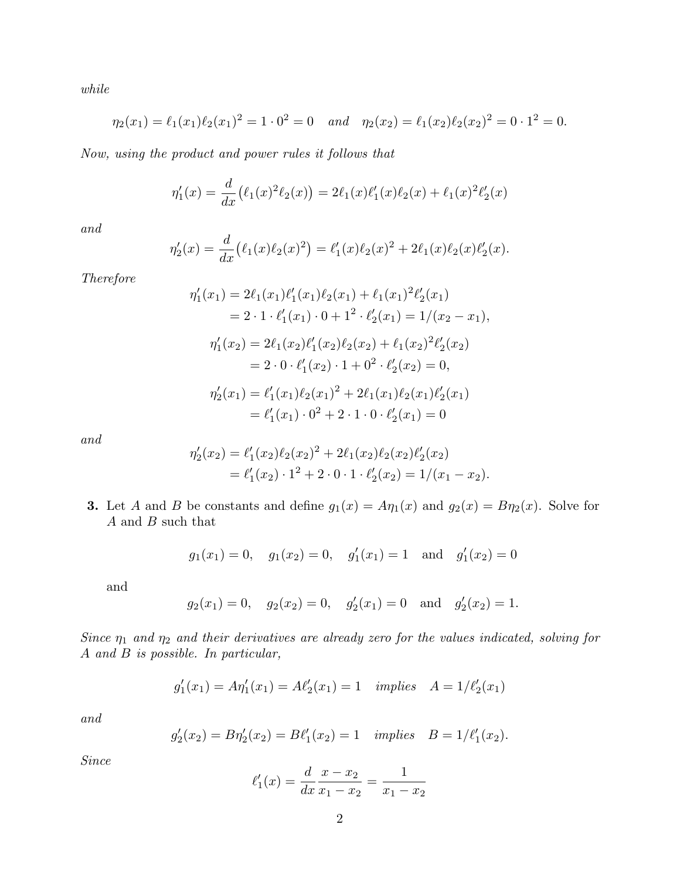*while*

$$\eta_2(x_1) = \ell_1(x_1)\ell_2(x_1)^2 = 1 \cdot 0^2 = 0 \quad \textit{and} \quad \eta_2(x_2) = \ell_1(x_2)\ell_2(x_2)^2 = 0 \cdot 1^2 = 0.$$

*Now, using the product and power rules it follows that*

$$\eta_1'(x) = \frac{d}{dx}\big(\ell_1(x)^2\ell_2(x)\big) = 2\ell_1(x)\ell_1'(x)\ell_2(x) + \ell_1(x)^2\ell_2'(x)$$

*and*

$$\eta_2'(x) = \frac{d}{dx}\big(\ell_1(x)\ell_2(x)^2\big) = \ell_1'(x)\ell_2(x)^2 + 2\ell_1(x)\ell_2(x)\ell_2'(x).$$

*Therefore*

$$\begin{aligned}
\eta_1'(x_1) &= 2\ell_1(x_1)\ell_1'(x_1)\ell_2(x_1) + \ell_1(x_1)^2\ell_2'(x_1) \\
&= 2 \cdot 1 \cdot \ell_1'(x_1) \cdot 0 + 1^2 \cdot \ell_2'(x_1) = 1/(x_2 - x_1),
\end{aligned}$$

$$\begin{aligned}
\eta_1'(x_2) &= 2\ell_1(x_2)\ell_1'(x_2)\ell_2(x_2) + \ell_1(x_2)^2\ell_2'(x_2) \\
&= 2 \cdot 0 \cdot \ell_1'(x_2) \cdot 1 + 0^2 \cdot \ell_2'(x_2) = 0,
\end{aligned}$$

$$\begin{aligned}
\eta_2'(x_1) &= \ell_1'(x_1)\ell_2(x_1)^2 + 2\ell_1(x_1)\ell_2(x_1)\ell_2'(x_1) \\
&= \ell_1'(x_1) \cdot 0^2 + 2 \cdot 1 \cdot 0 \cdot \ell_2'(x_1) = 0
\end{aligned}$$

*and*

$$\begin{aligned}
\eta_2'(x_2) &= \ell_1'(x_2)\ell_2(x_2)^2 + 2\ell_1(x_2)\ell_2(x_2)\ell_2'(x_2) \\
&= \ell_1'(x_2) \cdot 1^2 + 2 \cdot 0 \cdot 1 \cdot \ell_2'(x_2) = 1/(x_1 - x_2).
\end{aligned}$$

**3.** Let $A$ and $B$ be constants and define $g_1(x) = A\eta_1(x)$ and $g_2(x) = B\eta_2(x)$. Solve for $A$ and $B$ such that

$$g_1(x_1) = 0, \quad g_1(x_2) = 0, \quad g_1'(x_1) = 1 \quad \text{and} \quad g_1'(x_2) = 0$$

and

$$g_2(x_1) = 0, \quad g_2(x_2) = 0, \quad g_2'(x_1) = 0 \quad \text{and} \quad g_2'(x_2) = 1.$$

*Since $\eta_1$ and $\eta_2$ and their derivatives are already zero for the values indicated, solving for $A$ and $B$ is possible. In particular,*

$$g_1'(x_1) = A\eta_1'(x_1) = A\ell_2'(x_1) = 1 \quad \textit{implies} \quad A = 1/\ell_2'(x_1)$$

*and*

$$g_2'(x_2) = B\eta_2'(x_2) = B\ell_1'(x_2) = 1 \quad \textit{implies} \quad B = 1/\ell_1'(x_2).$$

*Since*

$$\ell_1'(x) = \frac{d}{dx}\frac{x - x_2}{x_1 - x_2} = \frac{1}{x_1 - x_2}$$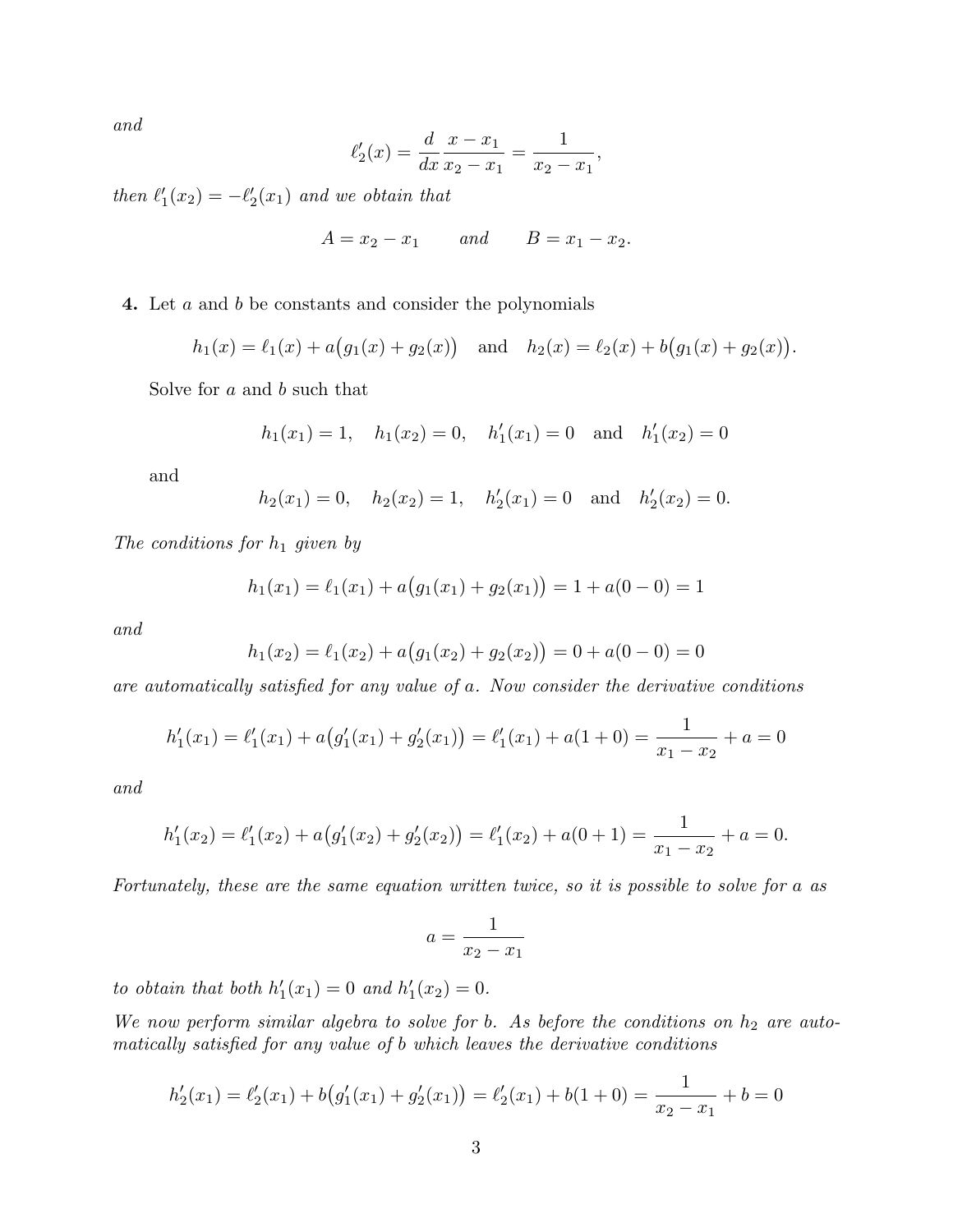*and*

$$\ell_2'(x) = \frac{d}{dx}\frac{x - x_1}{x_2 - x_1} = \frac{1}{x_2 - x_1},$$

*then* $\ell_1'(x_2) = -\ell_2'(x_1)$ *and we obtain that*

$$A = x_2 - x_1 \qquad \textit{and} \qquad B = x_1 - x_2.$$

**4.** Let $a$ and $b$ be constants and consider the polynomials

$$h_1(x) = \ell_1(x) + a\big(g_1(x) + g_2(x)\big) \quad \text{and} \quad h_2(x) = \ell_2(x) + b\big(g_1(x) + g_2(x)\big).$$

Solve for $a$ and $b$ such that

$$h_1(x_1) = 1, \quad h_1(x_2) = 0, \quad h_1'(x_1) = 0 \quad \text{and} \quad h_1'(x_2) = 0$$

and

$$h_2(x_1) = 0, \quad h_2(x_2) = 1, \quad h_2'(x_1) = 0 \quad \text{and} \quad h_2'(x_2) = 0.$$

*The conditions for* $h_1$ *given by*

$$h_1(x_1) = \ell_1(x_1) + a\big(g_1(x_1) + g_2(x_1)\big) = 1 + a(0 - 0) = 1$$

*and*

$$h_1(x_2) = \ell_1(x_2) + a\big(g_1(x_2) + g_2(x_2)\big) = 0 + a(0 - 0) = 0$$

*are automatically satisfied for any value of* $a$*. Now consider the derivative conditions*

$$h_1'(x_1) = \ell_1'(x_1) + a\big(g_1'(x_1) + g_2'(x_1)\big) = \ell_1'(x_1) + a(1 + 0) = \frac{1}{x_1 - x_2} + a = 0$$

*and*

$$h_1'(x_2) = \ell_1'(x_2) + a\big(g_1'(x_2) + g_2'(x_2)\big) = \ell_1'(x_2) + a(0 + 1) = \frac{1}{x_1 - x_2} + a = 0.$$

*Fortunately, these are the same equation written twice, so it is possible to solve for* $a$ *as*

$$a = \frac{1}{x_2 - x_1}$$

*to obtain that both* $h_1'(x_1) = 0$ *and* $h_1'(x_2) = 0$*.*

*We now perform similar algebra to solve for* $b$*. As before the conditions on* $h_2$ *are automatically satisfied for any value of* $b$ *which leaves the derivative conditions*

$$h_2'(x_1) = \ell_2'(x_1) + b\big(g_1'(x_1) + g_2'(x_1)\big) = \ell_2'(x_1) + b(1 + 0) = \frac{1}{x_2 - x_1} + b = 0$$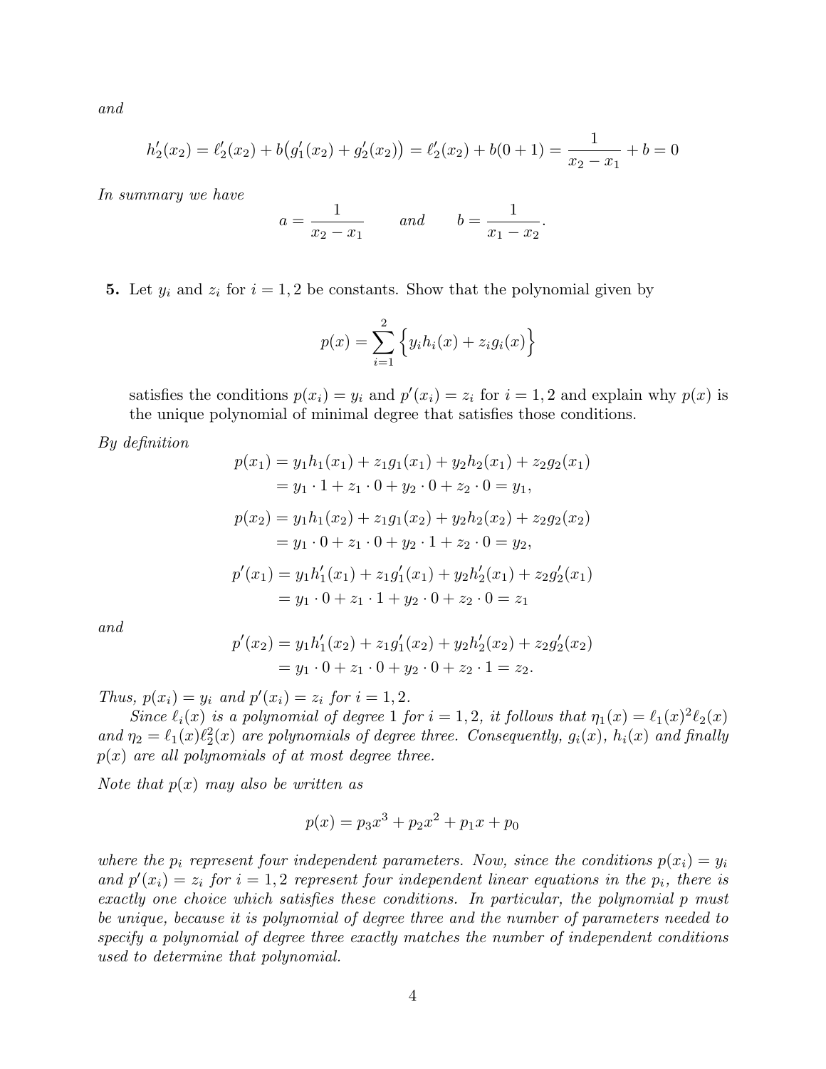*and*

$$h_2'(x_2) = \ell_2'(x_2) + b\big(g_1'(x_2) + g_2'(x_2)\big) = \ell_2'(x_2) + b(0+1) = \frac{1}{x_2 - x_1} + b = 0$$

*In summary we have*

$$a = \frac{1}{x_2 - x_1} \qquad \text{and} \qquad b = \frac{1}{x_1 - x_2}.$$

**5.** Let $y_i$ and $z_i$ for $i = 1, 2$ be constants. Show that the polynomial given by

$$p(x) = \sum_{i=1}^{2} \Big\{ y_i h_i(x) + z_i g_i(x) \Big\}$$

satisfies the conditions $p(x_i) = y_i$ and $p'(x_i) = z_i$ for $i = 1, 2$ and explain why $p(x)$ is the unique polynomial of minimal degree that satisfies those conditions.

*By definition*

$$\begin{aligned} p(x_1) &= y_1 h_1(x_1) + z_1 g_1(x_1) + y_2 h_2(x_1) + z_2 g_2(x_1) \\ &= y_1 \cdot 1 + z_1 \cdot 0 + y_2 \cdot 0 + z_2 \cdot 0 = y_1, \end{aligned}$$

$$\begin{aligned} p(x_2) &= y_1 h_1(x_2) + z_1 g_1(x_2) + y_2 h_2(x_2) + z_2 g_2(x_2) \\ &= y_1 \cdot 0 + z_1 \cdot 0 + y_2 \cdot 1 + z_2 \cdot 0 = y_2, \end{aligned}$$

$$\begin{aligned} p'(x_1) &= y_1 h_1'(x_1) + z_1 g_1'(x_1) + y_2 h_2'(x_1) + z_2 g_2'(x_1) \\ &= y_1 \cdot 0 + z_1 \cdot 1 + y_2 \cdot 0 + z_2 \cdot 0 = z_1 \end{aligned}$$

*and*

$$\begin{aligned} p'(x_2) &= y_1 h_1'(x_2) + z_1 g_1'(x_2) + y_2 h_2'(x_2) + z_2 g_2'(x_2) \\ &= y_1 \cdot 0 + z_1 \cdot 0 + y_2 \cdot 0 + z_2 \cdot 1 = z_2. \end{aligned}$$

*Thus, $p(x_i) = y_i$ and $p'(x_i) = z_i$ for $i = 1, 2$.*

*Since $\ell_i(x)$ is a polynomial of degree 1 for $i = 1, 2$, it follows that $\eta_1(x) = \ell_1(x)^2 \ell_2(x)$ and $\eta_2 = \ell_1(x)\ell_2^2(x)$ are polynomials of degree three. Consequently, $g_i(x)$, $h_i(x)$ and finally $p(x)$ are all polynomials of at most degree three.*

*Note that $p(x)$ may also be written as*

$$p(x) = p_3 x^3 + p_2 x^2 + p_1 x + p_0$$

*where the $p_i$ represent four independent parameters. Now, since the conditions $p(x_i) = y_i$ and $p'(x_i) = z_i$ for $i = 1, 2$ represent four independent linear equations in the $p_i$, there is exactly one choice which satisfies these conditions. In particular, the polynomial $p$ must be unique, because it is polynomial of degree three and the number of parameters needed to specify a polynomial of degree three exactly matches the number of independent conditions used to determine that polynomial.*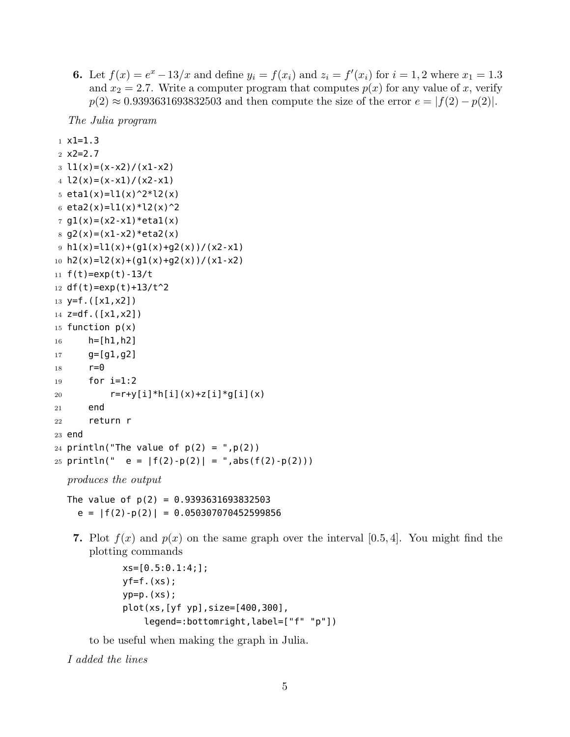**6.** Let $f(x) = e^x - 13/x$ and define $y_i = f(x_i)$ and $z_i = f'(x_i)$ for $i = 1, 2$ where $x_1 = 1.3$ and $x_2 = 2.7$. Write a computer program that computes $p(x)$ for any value of $x$, verify $p(2) \approx 0.9393631693832503$ and then compute the size of the error $e = |f(2) - p(2)|$.

*The Julia program*

```
x1=1.3
x2=2.7
l1(x)=(x-x2)/(x1-x2)
l2(x)=(x-x1)/(x2-x1)
eta1(x)=l1(x)^2*l2(x)
eta2(x)=l1(x)*l2(x)^2
g1(x)=(x2-x1)*eta1(x)
g2(x)=(x1-x2)*eta2(x)
h1(x)=l1(x)+(g1(x)+g2(x))/(x2-x1)
h2(x)=l2(x)+(g1(x)+g2(x))/(x1-x2)
f(t)=exp(t)-13/t
df(t)=exp(t)+13/t^2
y=f.([x1,x2])
z=df.([x1,x2])
function p(x)
    h=[h1,h2]
    g=[g1,g2]
    r=0
    for i=1:2
        r=r+y[i]*h[i](x)+z[i]*g[i](x)
    end
    return r
end
println("The value of p(2) = ",p(2))
println("  e = |f(2)-p(2)| = ",abs(f(2)-p(2)))
```

*produces the output*

```
The value of p(2) = 0.9393631693832503
  e = |f(2)-p(2)| = 0.050307070452599856
```

**7.** Plot $f(x)$ and $p(x)$ on the same graph over the interval $[0.5, 4]$. You might find the plotting commands

```
xs=[0.5:0.1:4;];
yf=f.(xs);
yp=p.(xs);
plot(xs,[yf yp],size=[400,300],
    legend=:bottomright,label=["f" "p"])
```

to be useful when making the graph in Julia.

*I added the lines*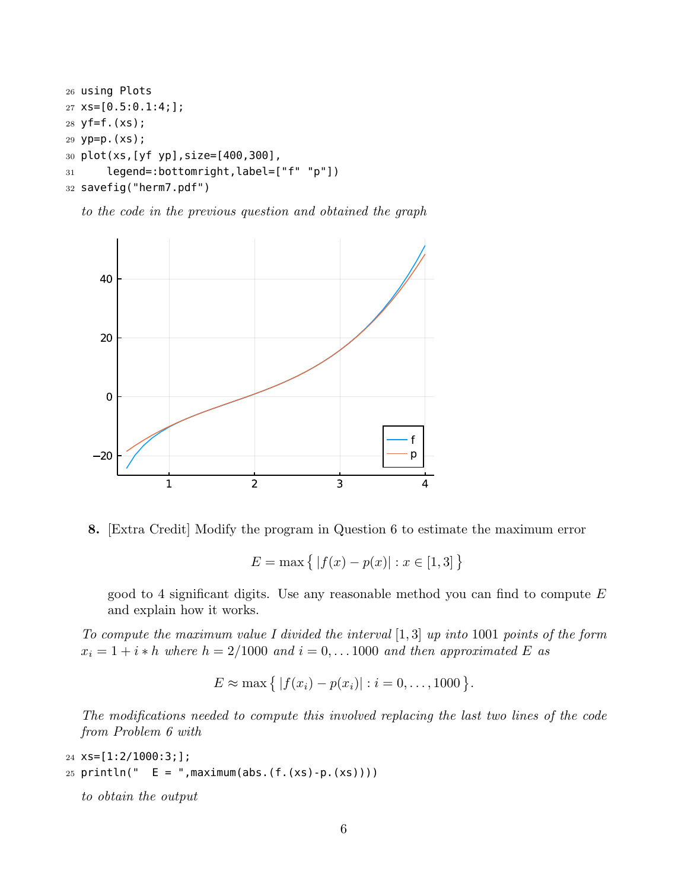```
26 using Plots
27 xs=[0.5:0.1:4;];
28 yf=f.(xs);
29 yp=p.(xs);
30 plot(xs,[yf yp],size=[400,300],
31     legend=:bottomright,label=["f" "p"])
32 savefig("herm7.pdf")
```

*to the code in the previous question and obtained the graph*

**8.** [Extra Credit] Modify the program in Question 6 to estimate the maximum error

$$E = \max\left\{ |f(x) - p(x)| : x \in [1,3] \right\}$$

good to 4 significant digits. Use any reasonable method you can find to compute $E$ and explain how it works.

*To compute the maximum value I divided the interval* $[1,3]$ *up into* $1001$ *points of the form* $x_i = 1 + i * h$ *where* $h = 2/1000$ *and* $i = 0, \ldots 1000$ *and then approximated* $E$ *as*

$$E \approx \max\left\{ |f(x_i) - p(x_i)| : i = 0, \ldots, 1000 \right\}.$$

*The modifications needed to compute this involved replacing the last two lines of the code from Problem 6 with*

```
24 xs=[1:2/1000:3;];
25 println("  E = ",maximum(abs.(f.(xs)-p.(xs))))
```

*to obtain the output*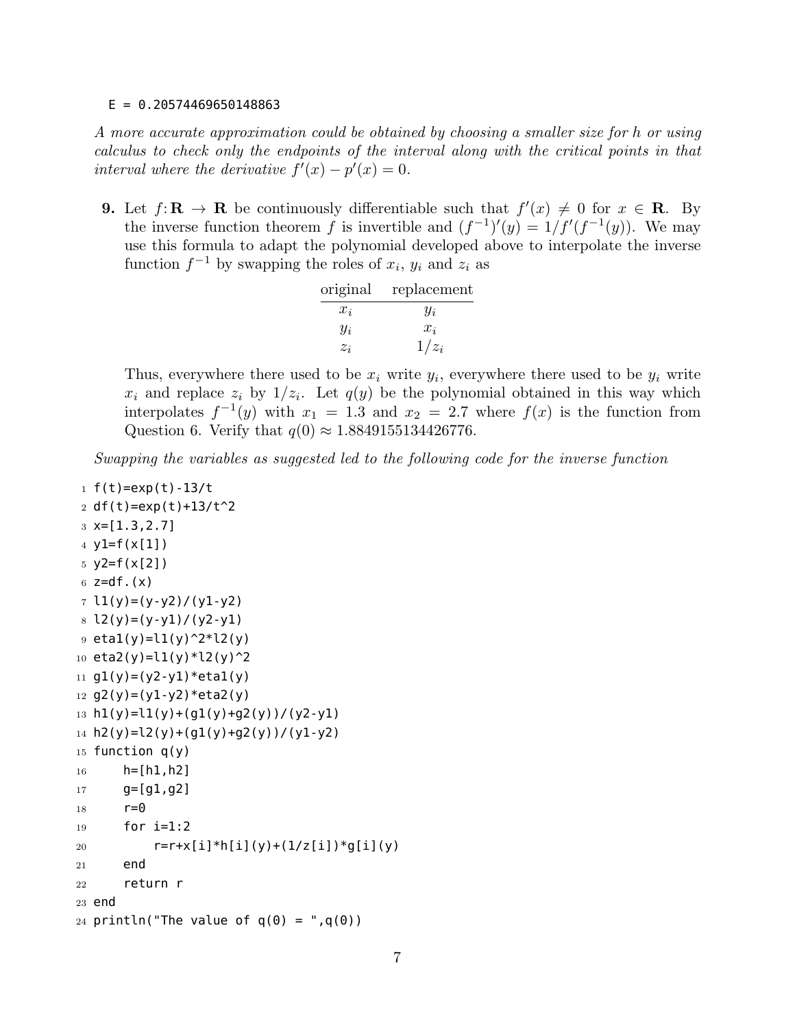```
E = 0.20574469650148863
```

*A more accurate approximation could be obtained by choosing a smaller size for h or using calculus to check only the endpoints of the interval along with the critical points in that interval where the derivative $f'(x) - p'(x) = 0$.*

**9.** Let $f: \mathbf{R} \to \mathbf{R}$ be continuously differentiable such that $f'(x) \neq 0$ for $x \in \mathbf{R}$. By the inverse function theorem $f$ is invertible and $(f^{-1})'(y) = 1/f'(f^{-1}(y))$. We may use this formula to adapt the polynomial developed above to interpolate the inverse function $f^{-1}$ by swapping the roles of $x_i$, $y_i$ and $z_i$ as

| original | replacement |
|---|---|
| $x_i$ | $y_i$ |
| $y_i$ | $x_i$ |
| $z_i$ | $1/z_i$ |

Thus, everywhere there used to be $x_i$ write $y_i$, everywhere there used to be $y_i$ write $x_i$ and replace $z_i$ by $1/z_i$. Let $q(y)$ be the polynomial obtained in this way which interpolates $f^{-1}(y)$ with $x_1 = 1.3$ and $x_2 = 2.7$ where $f(x)$ is the function from Question 6. Verify that $q(0) \approx 1.8849155134426776$.

*Swapping the variables as suggested led to the following code for the inverse function*

```
f(t)=exp(t)-13/t
df(t)=exp(t)+13/t^2
x=[1.3,2.7]
y1=f(x[1])
y2=f(x[2])
z=df.(x)
l1(y)=(y-y2)/(y1-y2)
l2(y)=(y-y1)/(y2-y1)
eta1(y)=l1(y)^2*l2(y)
eta2(y)=l1(y)*l2(y)^2
g1(y)=(y2-y1)*eta1(y)
g2(y)=(y1-y2)*eta2(y)
h1(y)=l1(y)+(g1(y)+g2(y))/(y2-y1)
h2(y)=l2(y)+(g1(y)+g2(y))/(y1-y2)
function q(y)
    h=[h1,h2]
    g=[g1,g2]
    r=0
    for i=1:2
        r=r+x[i]*h[i](y)+(1/z[i])*g[i](y)
    end
    return r
end
println("The value of q(0) = ",q(0))
```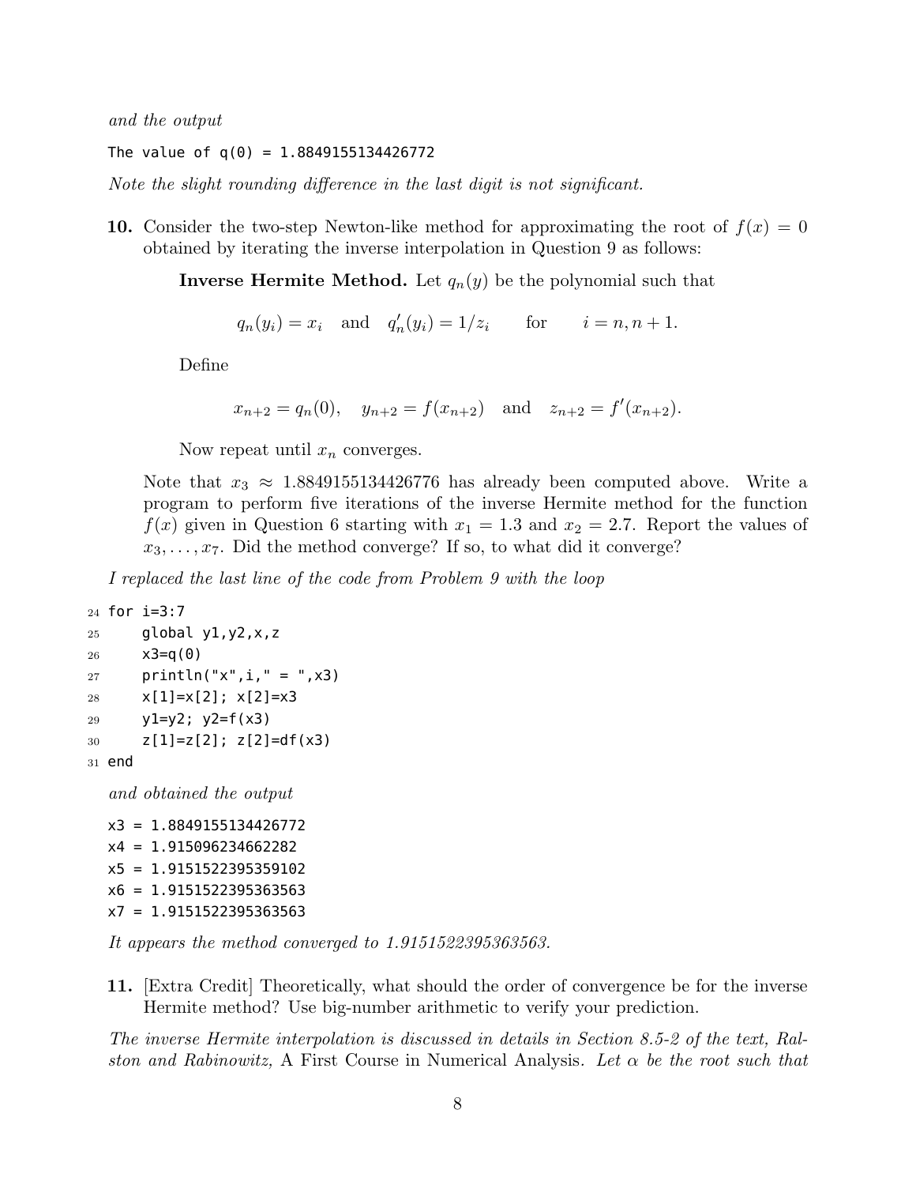*and the output*

```
The value of q(0) = 1.8849155134426772
```

*Note the slight rounding difference in the last digit is not significant.*

**10.** Consider the two-step Newton-like method for approximating the root of $f(x) = 0$ obtained by iterating the inverse interpolation in Question 9 as follows:

> **Inverse Hermite Method.** Let $q_n(y)$ be the polynomial such that
>
> $$q_n(y_i) = x_i \quad \text{and} \quad q_n'(y_i) = 1/z_i \qquad \text{for} \qquad i = n, n+1.$$
>
> Define
>
> $$x_{n+2} = q_n(0), \quad y_{n+2} = f(x_{n+2}) \quad \text{and} \quad z_{n+2} = f'(x_{n+2}).$$
>
> Now repeat until $x_n$ converges.

Note that $x_3 \approx 1.8849155134426776$ has already been computed above. Write a program to perform five iterations of the inverse Hermite method for the function $f(x)$ given in Question 6 starting with $x_1 = 1.3$ and $x_2 = 2.7$. Report the values of $x_3, \ldots, x_7$. Did the method converge? If so, to what did it converge?

*I replaced the last line of the code from Problem 9 with the loop*

```
24 for i=3:7
25     global y1,y2,x,z
26     x3=q(0)
27     println("x",i," = ",x3)
28     x[1]=x[2]; x[2]=x3
29     y1=y2; y2=f(x3)
30     z[1]=z[2]; z[2]=df(x3)
31 end
```

*and obtained the output*

```
x3 = 1.8849155134426772
x4 = 1.915096234662282
x5 = 1.9151522395359102
x6 = 1.9151522395363563
x7 = 1.9151522395363563
```

*It appears the method converged to 1.9151522395363563.*

**11.** [Extra Credit] Theoretically, what should the order of convergence be for the inverse Hermite method? Use big-number arithmetic to verify your prediction.

*The inverse Hermite interpolation is discussed in details in Section 8.5-2 of the text, Ralston and Rabinowitz,* A First Course in Numerical Analysis. *Let $\alpha$ be the root such that*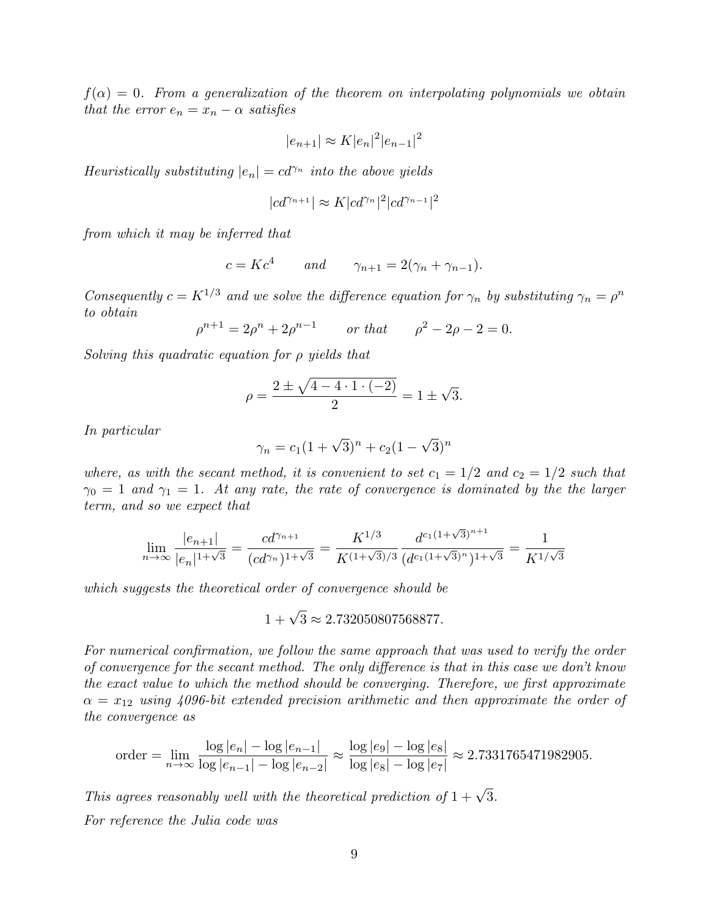*$f(\alpha) = 0$. From a generalization of the theorem on interpolating polynomials we obtain that the error $e_n = x_n - \alpha$ satisfies*

$$|e_{n+1}| \approx K|e_n|^2|e_{n-1}|^2$$

*Heuristically substituting $|e_n| = cd^{\gamma_n}$ into the above yields*

$$|cd^{\gamma_{n+1}}| \approx K|cd^{\gamma_n}|^2|cd^{\gamma_{n-1}}|^2$$

*from which it may be inferred that*

$$c = Kc^4 \qquad \text{and} \qquad \gamma_{n+1} = 2(\gamma_n + \gamma_{n-1}).$$

*Consequently $c = K^{1/3}$ and we solve the difference equation for $\gamma_n$ by substituting $\gamma_n = \rho^n$ to obtain*

$$\rho^{n+1} = 2\rho^n + 2\rho^{n-1} \qquad \text{or that} \qquad \rho^2 - 2\rho - 2 = 0.$$

*Solving this quadratic equation for $\rho$ yields that*

$$\rho = \frac{2 \pm \sqrt{4 - 4 \cdot 1 \cdot (-2)}}{2} = 1 \pm \sqrt{3}.$$

*In particular*

$$\gamma_n = c_1(1 + \sqrt{3})^n + c_2(1 - \sqrt{3})^n$$

*where, as with the secant method, it is convenient to set $c_1 = 1/2$ and $c_2 = 1/2$ such that $\gamma_0 = 1$ and $\gamma_1 = 1$. At any rate, the rate of convergence is dominated by the the larger term, and so we expect that*

$$\lim_{n\to\infty} \frac{|e_{n+1}|}{|e_n|^{1+\sqrt{3}}} = \frac{cd^{\gamma_{n+1}}}{(cd^{\gamma_n})^{1+\sqrt{3}}} = \frac{K^{1/3}}{K^{(1+\sqrt{3})/3}} \frac{d^{c_1(1+\sqrt{3})^{n+1}}}{(d^{c_1(1+\sqrt{3})^n})^{1+\sqrt{3}}} = \frac{1}{K^{1/\sqrt{3}}}$$

*which suggests the theoretical order of convergence should be*

$$1 + \sqrt{3} \approx 2.732050807568877.$$

*For numerical confirmation, we follow the same approach that was used to verify the order of convergence for the secant method. The only difference is that in this case we don't know the exact value to which the method should be converging. Therefore, we first approximate $\alpha = x_{12}$ using 4096-bit extended precision arithmetic and then approximate the order of the convergence as*

$$\text{order} = \lim_{n\to\infty} \frac{\log|e_n| - \log|e_{n-1}|}{\log|e_{n-1}| - \log|e_{n-2}|} \approx \frac{\log|e_9| - \log|e_8|}{\log|e_8| - \log|e_7|} \approx 2.7331765471982905.$$

*This agrees reasonably well with the theoretical prediction of $1 + \sqrt{3}$.*

*For reference the Julia code was*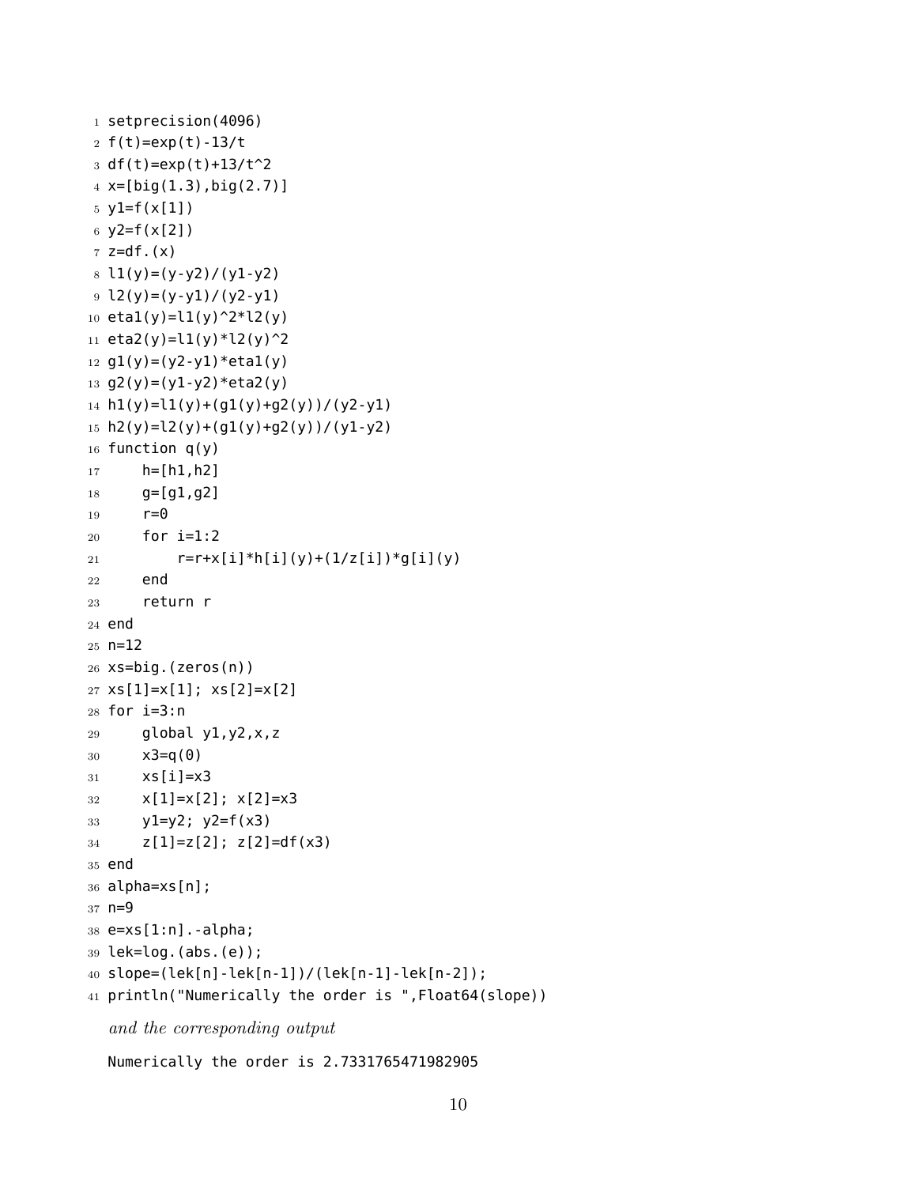```
setprecision(4096)
f(t)=exp(t)-13/t
df(t)=exp(t)+13/t^2
x=[big(1.3),big(2.7)]
y1=f(x[1])
y2=f(x[2])
z=df.(x)
l1(y)=(y-y2)/(y1-y2)
l2(y)=(y-y1)/(y2-y1)
eta1(y)=l1(y)^2*l2(y)
eta2(y)=l1(y)*l2(y)^2
g1(y)=(y2-y1)*eta1(y)
g2(y)=(y1-y2)*eta2(y)
h1(y)=l1(y)+(g1(y)+g2(y))/(y2-y1)
h2(y)=l2(y)+(g1(y)+g2(y))/(y1-y2)
function q(y)
    h=[h1,h2]
    g=[g1,g2]
    r=0
    for i=1:2
        r=r+x[i]*h[i](y)+(1/z[i])*g[i](y)
    end
    return r
end
n=12
xs=big.(zeros(n))
xs[1]=x[1]; xs[2]=x[2]
for i=3:n
    global y1,y2,x,z
    x3=q(0)
    xs[i]=x3
    x[1]=x[2]; x[2]=x3
    y1=y2; y2=f(x3)
    z[1]=z[2]; z[2]=df(x3)
end
alpha=xs[n];
n=9
e=xs[1:n].-alpha;
lek=log.(abs.(e));
slope=(lek[n]-lek[n-1])/(lek[n-1]-lek[n-2]);
println("Numerically the order is ",Float64(slope))
```

*and the corresponding output*

```
Numerically the order is 2.7331765471982905
```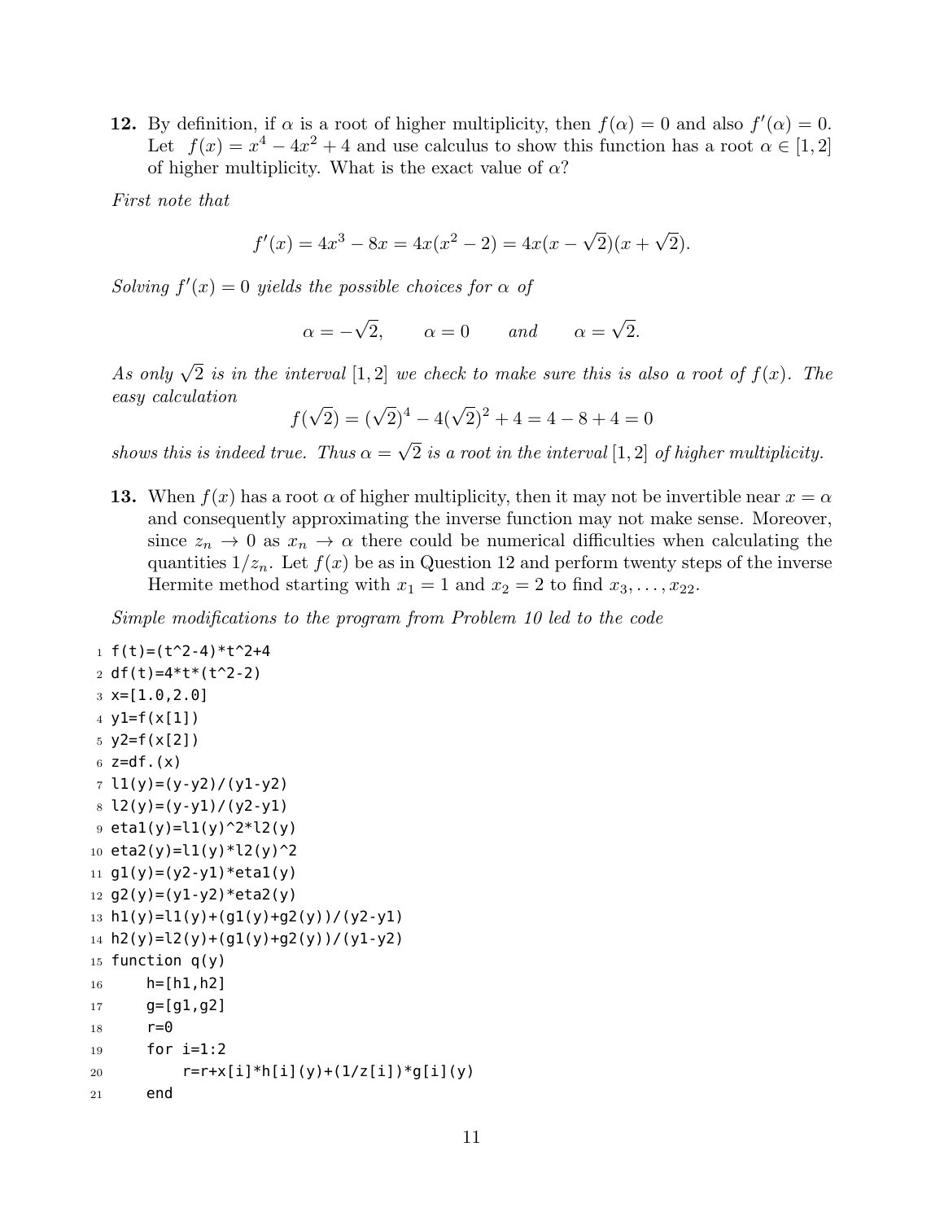**12.** By definition, if $\alpha$ is a root of higher multiplicity, then $f(\alpha) = 0$ and also $f'(\alpha) = 0$. Let $f(x) = x^4 - 4x^2 + 4$ and use calculus to show this function has a root $\alpha \in [1, 2]$ of higher multiplicity. What is the exact value of $\alpha$?

*First note that*

$$f'(x) = 4x^3 - 8x = 4x(x^2 - 2) = 4x(x - \sqrt{2})(x + \sqrt{2}).$$

*Solving $f'(x) = 0$ yields the possible choices for $\alpha$ of*

$$\alpha = -\sqrt{2}, \qquad \alpha = 0 \qquad \textit{and} \qquad \alpha = \sqrt{2}.$$

*As only $\sqrt{2}$ is in the interval $[1, 2]$ we check to make sure this is also a root of $f(x)$. The easy calculation*

$$f(\sqrt{2}) = (\sqrt{2})^4 - 4(\sqrt{2})^2 + 4 = 4 - 8 + 4 = 0$$

*shows this is indeed true. Thus $\alpha = \sqrt{2}$ is a root in the interval $[1, 2]$ of higher multiplicity.*

**13.** When $f(x)$ has a root $\alpha$ of higher multiplicity, then it may not be invertible near $x = \alpha$ and consequently approximating the inverse function may not make sense. Moreover, since $z_n \to 0$ as $x_n \to \alpha$ there could be numerical difficulties when calculating the quantities $1/z_n$. Let $f(x)$ be as in Question 12 and perform twenty steps of the inverse Hermite method starting with $x_1 = 1$ and $x_2 = 2$ to find $x_3, \ldots, x_{22}$.

*Simple modifications to the program from Problem 10 led to the code*

```
f(t)=(t^2-4)*t^2+4
df(t)=4*t*(t^2-2)
x=[1.0,2.0]
y1=f(x[1])
y2=f(x[2])
z=df.(x)
l1(y)=(y-y2)/(y1-y2)
l2(y)=(y-y1)/(y2-y1)
eta1(y)=l1(y)^2*l2(y)
eta2(y)=l1(y)*l2(y)^2
g1(y)=(y2-y1)*eta1(y)
g2(y)=(y1-y2)*eta2(y)
h1(y)=l1(y)+(g1(y)+g2(y))/(y2-y1)
h2(y)=l2(y)+(g1(y)+g2(y))/(y1-y2)
function q(y)
    h=[h1,h2]
    g=[g1,g2]
    r=0
    for i=1:2
        r=r+x[i]*h[i](y)+(1/z[i])*g[i](y)
    end
```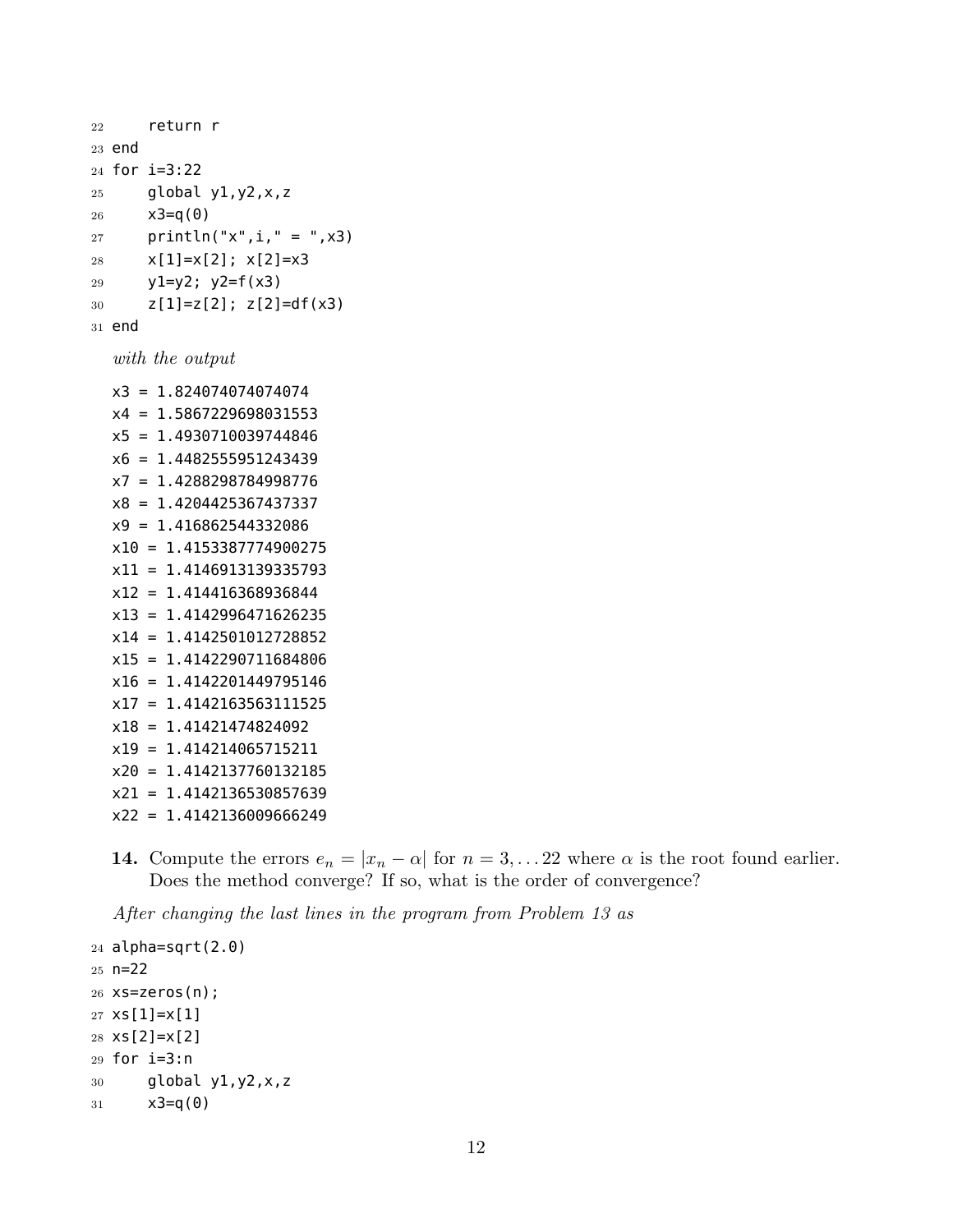```
22     return r
23 end
24 for i=3:22
25     global y1,y2,x,z
26     x3=q(0)
27     println("x",i," = ",x3)
28     x[1]=x[2]; x[2]=x3
29     y1=y2; y2=f(x3)
30     z[1]=z[2]; z[2]=df(x3)
31 end
```

*with the output*

```
x3 = 1.824074074074074
x4 = 1.5867229698031553
x5 = 1.4930710039744846
x6 = 1.4482555951243439
x7 = 1.4288298784998776
x8 = 1.4204425367437337
x9 = 1.416862544332086
x10 = 1.4153387774900275
x11 = 1.4146913139335793
x12 = 1.414416368936844
x13 = 1.4142996471626235
x14 = 1.4142501012728852
x15 = 1.4142290711684806
x16 = 1.4142201449795146
x17 = 1.4142163563111525
x18 = 1.41421474824092
x19 = 1.414214065715211
x20 = 1.4142137760132185
x21 = 1.4142136530857639
x22 = 1.4142136009666249
```

**14.** Compute the errors $e_n = |x_n - \alpha|$ for $n = 3, \ldots 22$ where $\alpha$ is the root found earlier. Does the method converge? If so, what is the order of convergence?

*After changing the last lines in the program from Problem 13 as*

```
24 alpha=sqrt(2.0)
25 n=22
26 xs=zeros(n);
27 xs[1]=x[1]
28 xs[2]=x[2]
29 for i=3:n
30     global y1,y2,x,z
31     x3=q(0)
```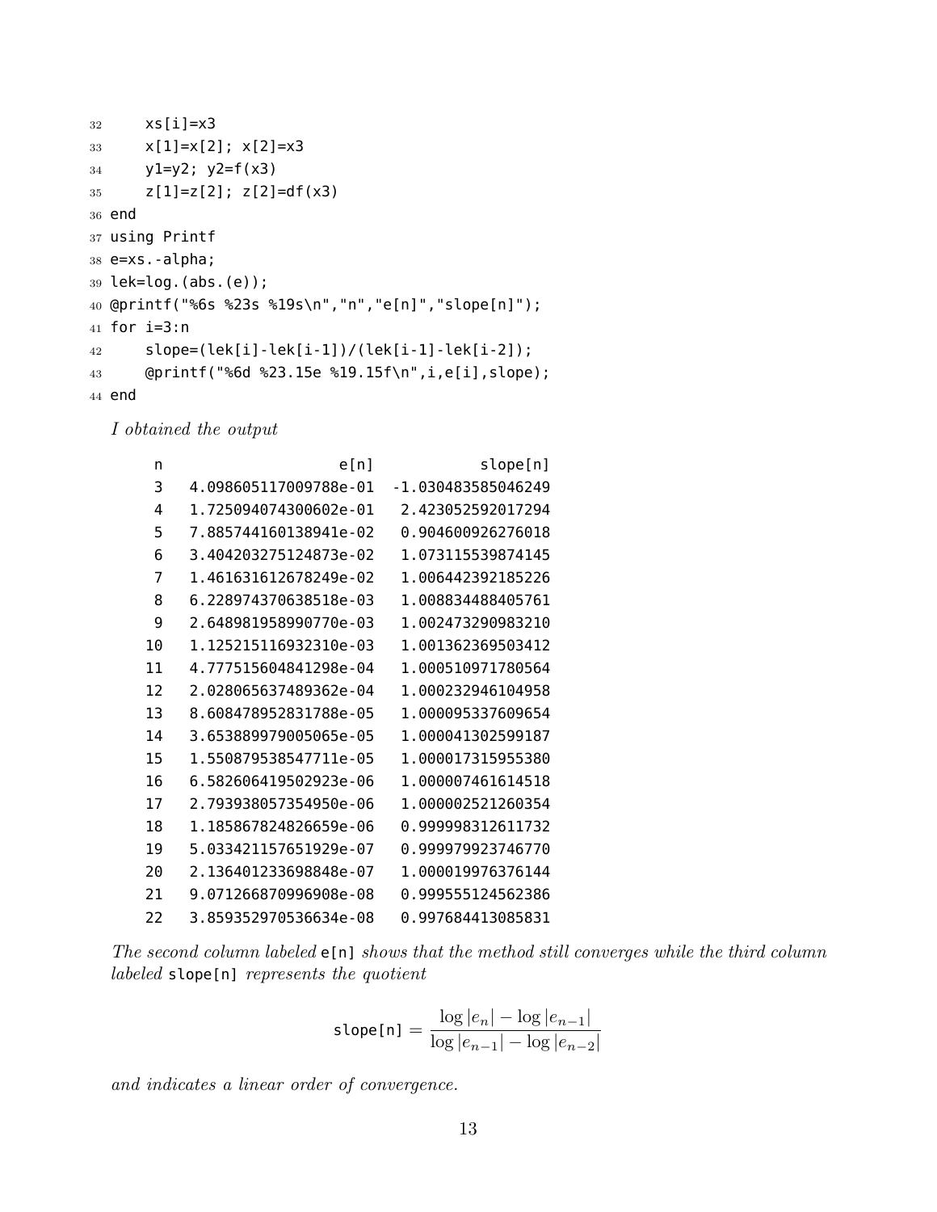```
32     xs[i]=x3
33     x[1]=x[2]; x[2]=x3
34     y1=y2; y2=f(x3)
35     z[1]=z[2]; z[2]=df(x3)
36 end
37 using Printf
38 e=xs.-alpha;
39 lek=log.(abs.(e));
40 @printf("%6s %23s %19s\n","n","e[n]","slope[n]");
41 for i=3:n
42     slope=(lek[i]-lek[i-1])/(lek[i-1]-lek[i-2]);
43     @printf("%6d %23.15e %19.15f\n",i,e[i],slope);
44 end
```

*I obtained the output*

```
     n                    e[n]            slope[n]
     3   4.098605117009788e-01  -1.030483585046249
     4   1.725094074300602e-01   2.423052592017294
     5   7.885744160138941e-02   0.904600926276018
     6   3.404203275124873e-02   1.073115539874145
     7   1.461631612678249e-02   1.006442392185226
     8   6.228974370638518e-03   1.008834488405761
     9   2.648981958990770e-03   1.002473290983210
    10   1.125215116932310e-03   1.001362369503412
    11   4.777515604841298e-04   1.000510971780564
    12   2.028065637489362e-04   1.000232946104958
    13   8.608478952831788e-05   1.000095337609654
    14   3.653889979005065e-05   1.000041302599187
    15   1.550879538547711e-05   1.000017315955380
    16   6.582606419502923e-06   1.000007461614518
    17   2.793938057354950e-06   1.000002521260354
    18   1.185867824826659e-06   0.999998312611732
    19   5.033421157651929e-07   0.999979923746770
    20   2.136401233698848e-07   1.000019976376144
    21   9.071266870996908e-08   0.999555124562386
    22   3.859352970536634e-08   0.997684413085831
```

*The second column labeled* `e[n]` *shows that the method still converges while the third column labeled* `slope[n]` *represents the quotient*

$$\texttt{slope[n]} = \frac{\log|e_n| - \log|e_{n-1}|}{\log|e_{n-1}| - \log|e_{n-2}|}$$

*and indicates a linear order of convergence.*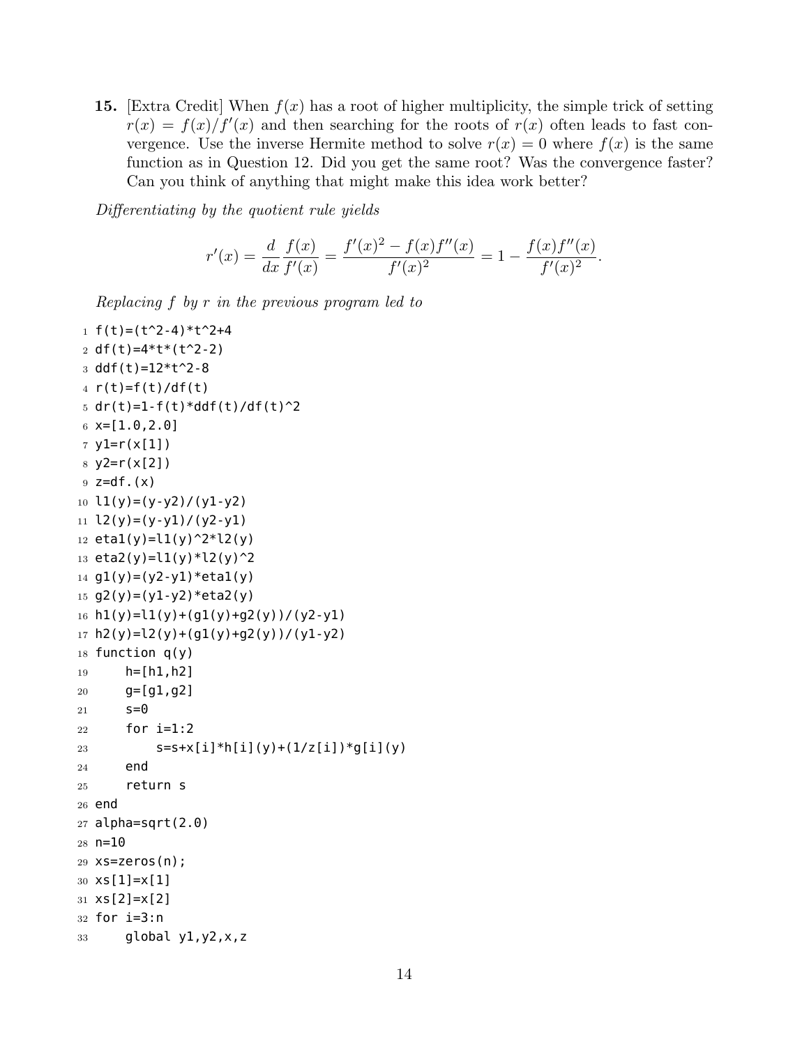**15.** [Extra Credit] When $f(x)$ has a root of higher multiplicity, the simple trick of setting $r(x) = f(x)/f'(x)$ and then searching for the roots of $r(x)$ often leads to fast convergence. Use the inverse Hermite method to solve $r(x) = 0$ where $f(x)$ is the same function as in Question 12. Did you get the same root? Was the convergence faster? Can you think of anything that might make this idea work better?

*Differentiating by the quotient rule yields*

$$r'(x) = \frac{d}{dx}\frac{f(x)}{f'(x)} = \frac{f'(x)^2 - f(x)f''(x)}{f'(x)^2} = 1 - \frac{f(x)f''(x)}{f'(x)^2}.$$

*Replacing $f$ by $r$ in the previous program led to*

```
f(t)=(t^2-4)*t^2+4
df(t)=4*t*(t^2-2)
ddf(t)=12*t^2-8
r(t)=f(t)/df(t)
dr(t)=1-f(t)*ddf(t)/df(t)^2
x=[1.0,2.0]
y1=r(x[1])
y2=r(x[2])
z=df.(x)
l1(y)=(y-y2)/(y1-y2)
l2(y)=(y-y1)/(y2-y1)
eta1(y)=l1(y)^2*l2(y)
eta2(y)=l1(y)*l2(y)^2
g1(y)=(y2-y1)*eta1(y)
g2(y)=(y1-y2)*eta2(y)
h1(y)=l1(y)+(g1(y)+g2(y))/(y2-y1)
h2(y)=l2(y)+(g1(y)+g2(y))/(y1-y2)
function q(y)
    h=[h1,h2]
    g=[g1,g2]
    s=0
    for i=1:2
        s=s+x[i]*h[i](y)+(1/z[i])*g[i](y)
    end
    return s
end
alpha=sqrt(2.0)
n=10
xs=zeros(n);
xs[1]=x[1]
xs[2]=x[2]
for i=3:n
    global y1,y2,x,z
```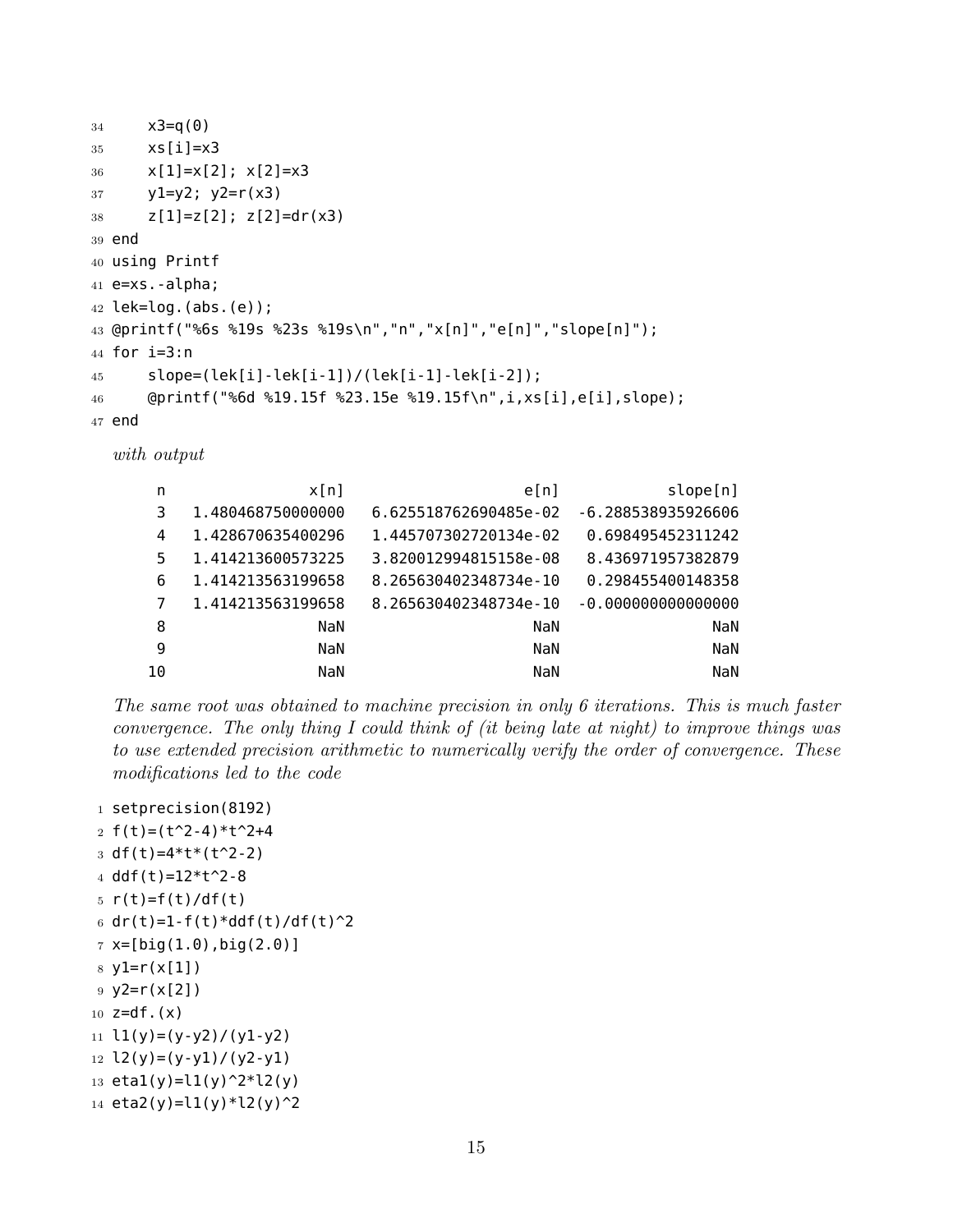```
34     x3=q(0)
35     xs[i]=x3
36     x[1]=x[2]; x[2]=x3
37     y1=y2; y2=r(x3)
38     z[1]=z[2]; z[2]=dr(x3)
39 end
40 using Printf
41 e=xs.-alpha;
42 lek=log.(abs.(e));
43 @printf("%6s %19s %23s %19s\n","n","x[n]","e[n]","slope[n]");
44 for i=3:n
45     slope=(lek[i]-lek[i-1])/(lek[i-1]-lek[i-2]);
46     @printf("%6d %19.15f %23.15e %19.15f\n",i,xs[i],e[i],slope);
47 end
```

*with output*

```
     n                x[n]                    e[n]           slope[n]
     3   1.480468750000000   6.625518762690485e-02  -6.288538935926606
     4   1.428670635400296   1.445707302720134e-02   0.698495452311242
     5   1.414213600573225   3.820012994815158e-08   8.436971957382879
     6   1.414213563199658   8.265630402348734e-10   0.298455400148358
     7   1.414213563199658   8.265630402348734e-10  -0.000000000000000
     8                 NaN                     NaN                 NaN
     9                 NaN                     NaN                 NaN
    10                 NaN                     NaN                 NaN
```

*The same root was obtained to machine precision in only 6 iterations. This is much faster convergence. The only thing I could think of (it being late at night) to improve things was to use extended precision arithmetic to numerically verify the order of convergence. These modifications led to the code*

```
1 setprecision(8192)
2 f(t)=(t^2-4)*t^2+4
3 df(t)=4*t*(t^2-2)
4 ddf(t)=12*t^2-8
5 r(t)=f(t)/df(t)
6 dr(t)=1-f(t)*ddf(t)/df(t)^2
7 x=[big(1.0),big(2.0)]
8 y1=r(x[1])
9 y2=r(x[2])
10 z=df.(x)
11 l1(y)=(y-y2)/(y1-y2)
12 l2(y)=(y-y1)/(y2-y1)
13 eta1(y)=l1(y)^2*l2(y)
14 eta2(y)=l1(y)*l2(y)^2
```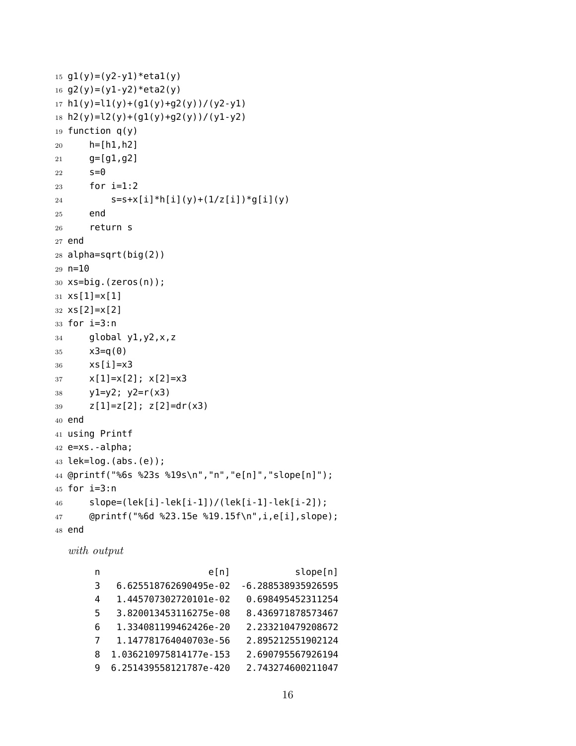```
15 g1(y)=(y2-y1)*eta1(y)
16 g2(y)=(y1-y2)*eta2(y)
17 h1(y)=l1(y)+(g1(y)+g2(y))/(y2-y1)
18 h2(y)=l2(y)+(g1(y)+g2(y))/(y1-y2)
19 function q(y)
20     h=[h1,h2]
21     g=[g1,g2]
22     s=0
23     for i=1:2
24         s=s+x[i]*h[i](y)+(1/z[i])*g[i](y)
25     end
26     return s
27 end
28 alpha=sqrt(big(2))
29 n=10
30 xs=big.(zeros(n));
31 xs[1]=x[1]
32 xs[2]=x[2]
33 for i=3:n
34     global y1,y2,x,z
35     x3=q(0)
36     xs[i]=x3
37     x[1]=x[2]; x[2]=x3
38     y1=y2; y2=r(x3)
39     z[1]=z[2]; z[2]=dr(x3)
40 end
41 using Printf
42 e=xs.-alpha;
43 lek=log.(abs.(e));
44 @printf("%6s %23s %19s\n","n","e[n]","slope[n]");
45 for i=3:n
46     slope=(lek[i]-lek[i-1])/(lek[i-1]-lek[i-2]);
47     @printf("%6d %23.15e %19.15f\n",i,e[i],slope);
48 end
```

*with output*

```
     n                    e[n]            slope[n]
     3   6.625518762690495e-02  -6.288538935926595
     4   1.445707302720101e-02   0.698495452311254
     5   3.820013453116275e-08   8.436971878573467
     6   1.334081199462426e-20   2.233210479208672
     7   1.147781764040703e-56   2.895212551902124
     8  1.036210975814177e-153   2.690795567926194
     9  6.251439558121787e-420   2.743274600211047
```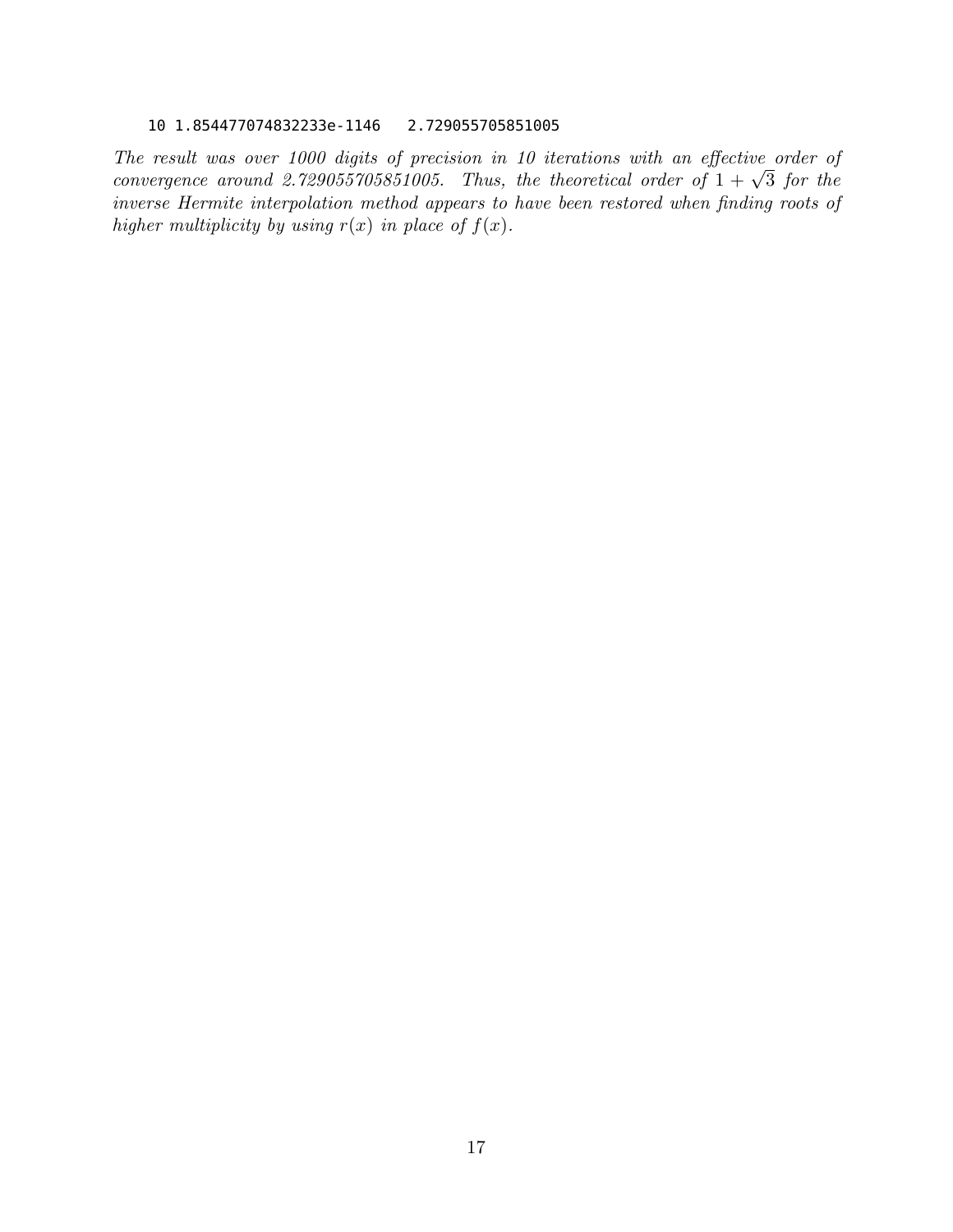```
10 1.854477074832233e-1146   2.729055705851005
```

*The result was over 1000 digits of precision in 10 iterations with an effective order of convergence around 2.729055705851005. Thus, the theoretical order of* $1 + \sqrt{3}$ *for the inverse Hermite interpolation method appears to have been restored when finding roots of higher multiplicity by using* $r(x)$ *in place of* $f(x)$*.*